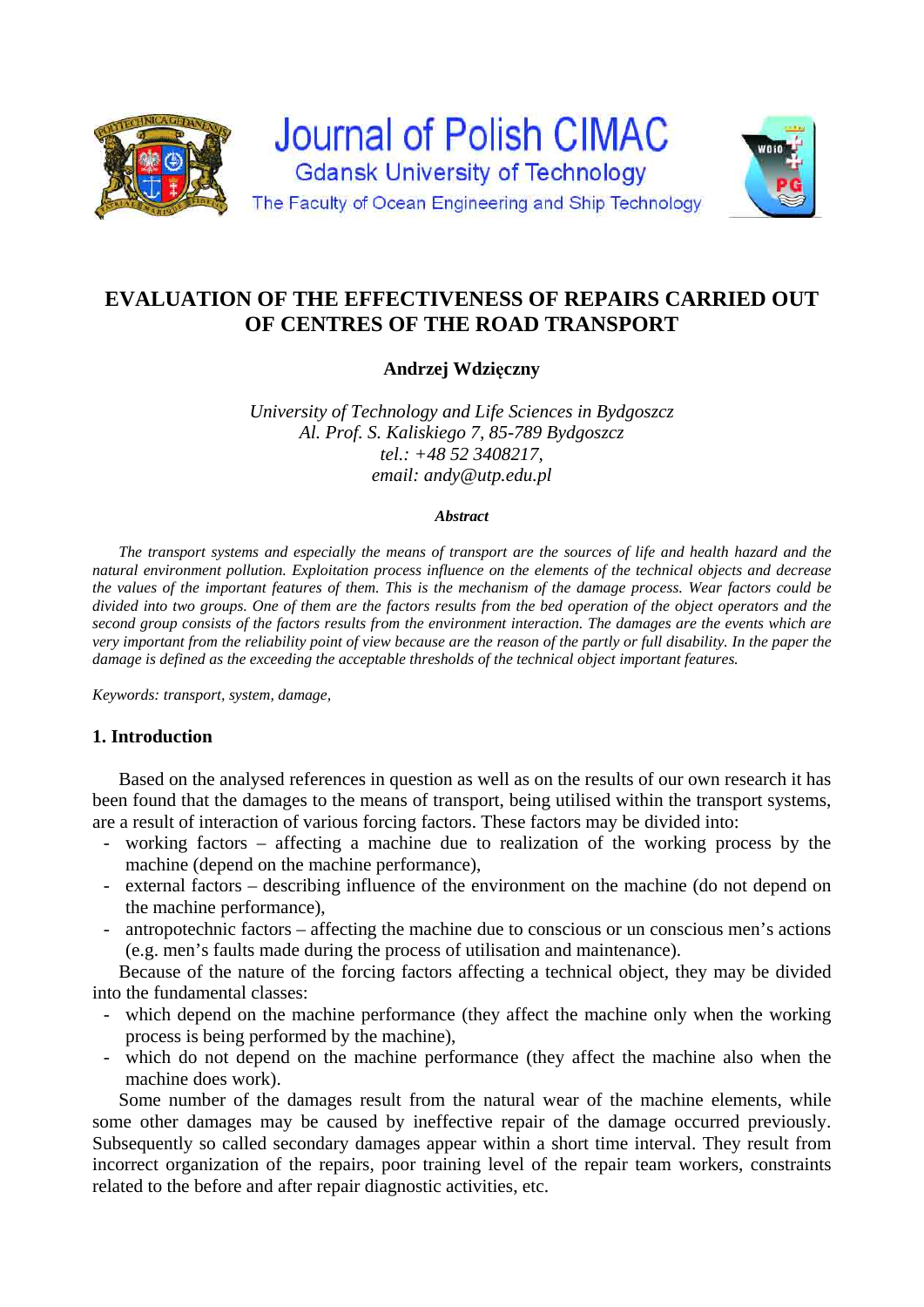# EVALUATION OF THE EFFECTIVENESS OF REPAIRS CARRIED OUT OF CENTRES OF THE ROAD TRANSPORT

**Andrzej Wdzięczny**

*University of Technology and Life Sciences in Bydgoszcz*
*Al. Prof. S. Kaliskiego 7, 85-789 Bydgoszcz*
*tel.: +48 52 3408217,*
*email: andy@utp.edu.pl*

***Abstract***

*The transport systems and especially the means of transport are the sources of life and health hazard and the natural environment pollution. Exploitation process influence on the elements of the technical objects and decrease the values of the important features of them. This is the mechanism of the damage process. Wear factors could be divided into two groups. One of them are the factors results from the bed operation of the object operators and the second group consists of the factors results from the environment interaction. The damages are the events which are very important from the reliability point of view because are the reason of the partly or full disability. In the paper the damage is defined as the exceeding the acceptable thresholds of the technical object important features.*

*Keywords: transport, system, damage,*

## 1. Introduction

Based on the analysed references in question as well as on the results of our own research it has been found that the damages to the means of transport, being utilised within the transport systems, are a result of interaction of various forcing factors. These factors may be divided into:

- working factors – affecting a machine due to realization of the working process by the machine (depend on the machine performance),
- external factors – describing influence of the environment on the machine (do not depend on the machine performance),
- antropotechnic factors – affecting the machine due to conscious or un conscious men's actions (e.g. men's faults made during the process of utilisation and maintenance).

Because of the nature of the forcing factors affecting a technical object, they may be divided into the fundamental classes:

- which depend on the machine performance (they affect the machine only when the working process is being performed by the machine),
- which do not depend on the machine performance (they affect the machine also when the machine does work).

Some number of the damages result from the natural wear of the machine elements, while some other damages may be caused by ineffective repair of the damage occurred previously. Subsequently so called secondary damages appear within a short time interval. They result from incorrect organization of the repairs, poor training level of the repair team workers, constraints related to the before and after repair diagnostic activities, etc.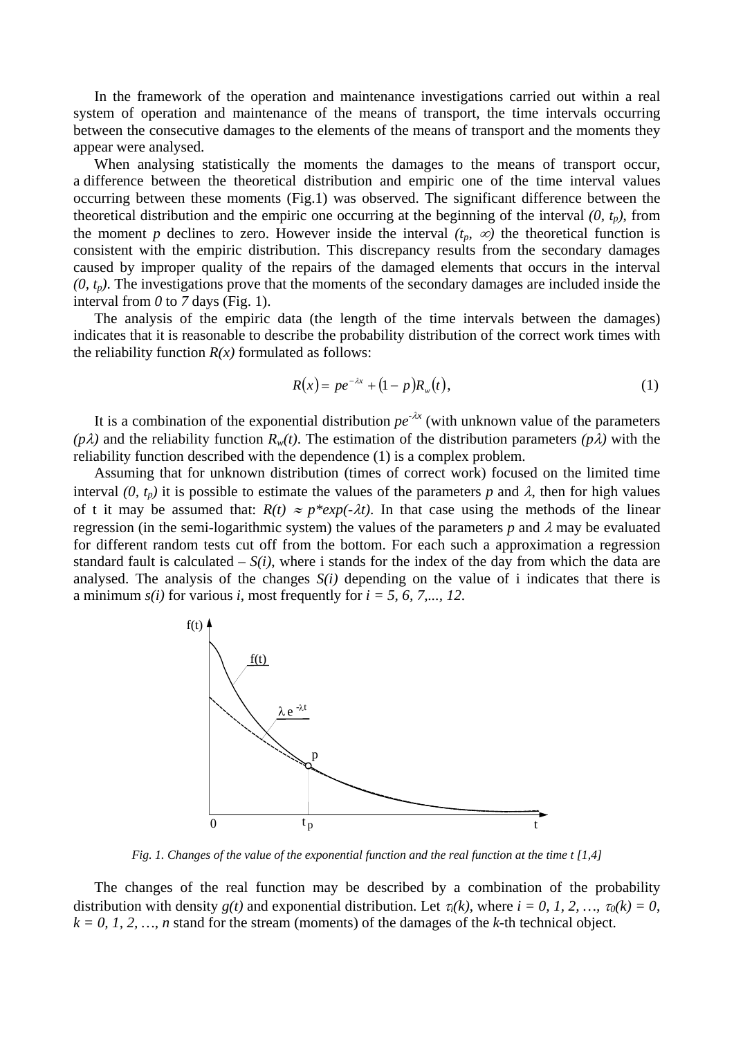In the framework of the operation and maintenance investigations carried out within a real system of operation and maintenance of the means of transport, the time intervals occurring between the consecutive damages to the elements of the means of transport and the moments they appear were analysed.

When analysing statistically the moments the damages to the means of transport occur, a difference between the theoretical distribution and empiric one of the time interval values occurring between these moments (Fig.1) was observed. The significant difference between the theoretical distribution and the empiric one occurring at the beginning of the interval $(0, t_p)$, from the moment $p$ declines to zero. However inside the interval $(t_p, \infty)$ the theoretical function is consistent with the empiric distribution. This discrepancy results from the secondary damages caused by improper quality of the repairs of the damaged elements that occurs in the interval $(0, t_p)$. The investigations prove that the moments of the secondary damages are included inside the interval from *0* to *7* days (Fig. 1).

The analysis of the empiric data (the length of the time intervals between the damages) indicates that it is reasonable to describe the probability distribution of the correct work times with the reliability function $R(x)$ formulated as follows:

$$R(x) = pe^{-\lambda x} + (1-p)R_w(t), \tag{1}$$

It is a combination of the exponential distribution $pe^{-\lambda x}$ (with unknown value of the parameters $(p\lambda)$ and the reliability function $R_w(t)$. The estimation of the distribution parameters $(p\lambda)$ with the reliability function described with the dependence (1) is a complex problem.

Assuming that for unknown distribution (times of correct work) focused on the limited time interval $(0, t_p)$ it is possible to estimate the values of the parameters $p$ and $\lambda$, then for high values of t it may be assumed that: $R(t) \approx p{*}exp(-\lambda t)$. In that case using the methods of the linear regression (in the semi-logarithmic system) the values of the parameters $p$ and $\lambda$ may be evaluated for different random tests cut off from the bottom. For each such a approximation a regression standard fault is calculated – $S(i)$, where i stands for the index of the day from which the data are analysed. The analysis of the changes $S(i)$ depending on the value of i indicates that there is a minimum $s(i)$ for various $i$, most frequently for $i = 5, 6, 7, ..., 12$.

*Fig. 1. Changes of the value of the exponential function and the real function at the time t [1,4]*

The changes of the real function may be described by a combination of the probability distribution with density $g(t)$ and exponential distribution. Let $\tau_i(k)$, where $i = 0, 1, 2, \ldots, \tau_0(k) = 0$, $k = 0, 1, 2, \ldots, n$ stand for the stream (moments) of the damages of the $k$-th technical object.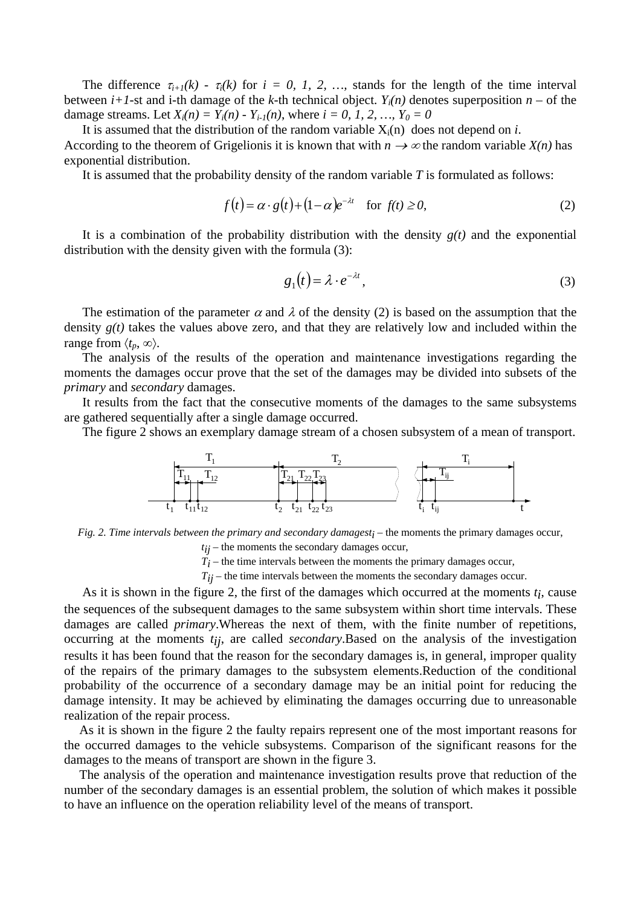The difference $\tau_{i+1}(k)$ - $\tau_i(k)$ for $i = 0, 1, 2, \ldots$, stands for the length of the time interval between $i+1$-st and i-th damage of the $k$-th technical object. $Y_i(n)$ denotes superposition $n$ – of the damage streams. Let $X_i(n) = Y_i(n) - Y_{i-1}(n)$, where $i = 0, 1, 2, \ldots, Y_0 = 0$

It is assumed that the distribution of the random variable $X_i(n)$ does not depend on $i$. According to the theorem of Grigelionis it is known that with $n \to \infty$ the random variable $X(n)$ has exponential distribution.

It is assumed that the probability density of the random variable $T$ is formulated as follows:

$$f(t) = \alpha \cdot g(t) + (1-\alpha)e^{-\lambda t} \quad \text{for } f(t) \geq 0, \tag{2}$$

It is a combination of the probability distribution with the density $g(t)$ and the exponential distribution with the density given with the formula (3):

$$g_1(t) = \lambda \cdot e^{-\lambda t}, \tag{3}$$

The estimation of the parameter $\alpha$ and $\lambda$ of the density (2) is based on the assumption that the density $g(t)$ takes the values above zero, and that they are relatively low and included within the range from $\langle t_p, \infty \rangle$.

The analysis of the results of the operation and maintenance investigations regarding the moments the damages occur prove that the set of the damages may be divided into subsets of the *primary* and *secondary* damages.

It results from the fact that the consecutive moments of the damages to the same subsystems are gathered sequentially after a single damage occurred.

The figure 2 shows an exemplary damage stream of a chosen subsystem of a mean of transport.

*Fig. 2. Time intervals between the primary and secondary damages* $t_i$ – the moments the primary damages occur,
$t_{ij}$ – the moments the secondary damages occur,
$T_i$ – the time intervals between the moments the primary damages occur,
$T_{ij}$ – the time intervals between the moments the secondary damages occur.

As it is shown in the figure 2, the first of the damages which occurred at the moments $t_i$, cause the sequences of the subsequent damages to the same subsystem within short time intervals. These damages are called *primary*.Whereas the next of them, with the finite number of repetitions, occurring at the moments $t_{ij}$, are called *secondary*.Based on the analysis of the investigation results it has been found that the reason for the secondary damages is, in general, improper quality of the repairs of the primary damages to the subsystem elements.Reduction of the conditional probability of the occurrence of a secondary damage may be an initial point for reducing the damage intensity. It may be achieved by eliminating the damages occurring due to unreasonable realization of the repair process.

As it is shown in the figure 2 the faulty repairs represent one of the most important reasons for the occurred damages to the vehicle subsystems. Comparison of the significant reasons for the damages to the means of transport are shown in the figure 3.

The analysis of the operation and maintenance investigation results prove that reduction of the number of the secondary damages is an essential problem, the solution of which makes it possible to have an influence on the operation reliability level of the means of transport.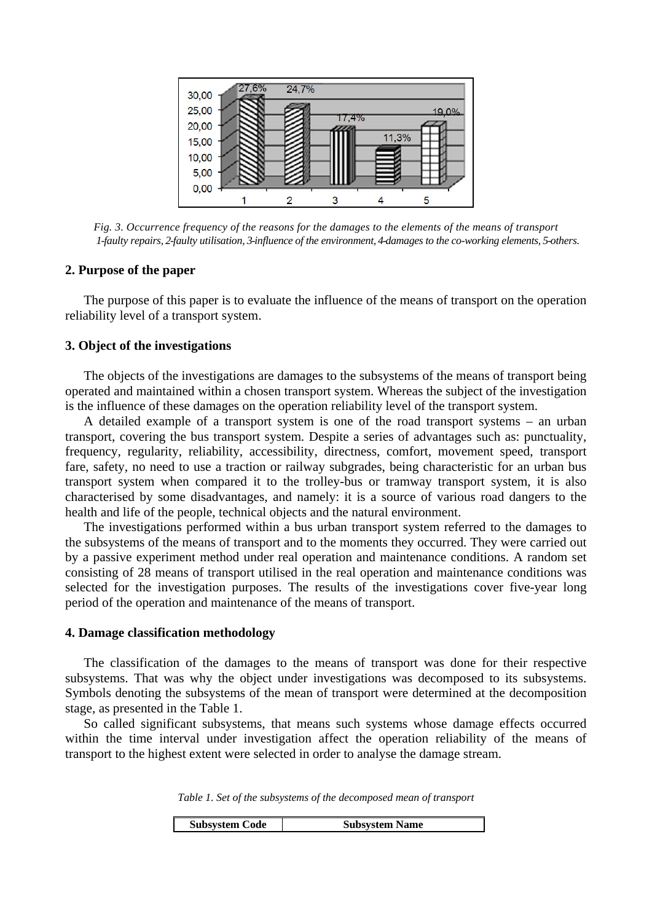Fig. 3. Occurrence frequency of the reasons for the damages to the elements of the means of transport
1-faulty repairs, 2-faulty utilisation, 3-influence of the environment, 4-damages to the co-working elements, 5-others.

## 2. Purpose of the paper

The purpose of this paper is to evaluate the influence of the means of transport on the operation reliability level of a transport system.

## 3. Object of the investigations

The objects of the investigations are damages to the subsystems of the means of transport being operated and maintained within a chosen transport system. Whereas the subject of the investigation is the influence of these damages on the operation reliability level of the transport system.

A detailed example of a transport system is one of the road transport systems – an urban transport, covering the bus transport system. Despite a series of advantages such as: punctuality, frequency, regularity, reliability, accessibility, directness, comfort, movement speed, transport fare, safety, no need to use a traction or railway subgrades, being characteristic for an urban bus transport system when compared it to the trolley-bus or tramway transport system, it is also characterised by some disadvantages, and namely: it is a source of various road dangers to the health and life of the people, technical objects and the natural environment.

The investigations performed within a bus urban transport system referred to the damages to the subsystems of the means of transport and to the moments they occurred. They were carried out by a passive experiment method under real operation and maintenance conditions. A random set consisting of 28 means of transport utilised in the real operation and maintenance conditions was selected for the investigation purposes. The results of the investigations cover five-year long period of the operation and maintenance of the means of transport.

## 4. Damage classification methodology

The classification of the damages to the means of transport was done for their respective subsystems. That was why the object under investigations was decomposed to its subsystems. Symbols denoting the subsystems of the mean of transport were determined at the decomposition stage, as presented in the Table 1.

So called significant subsystems, that means such systems whose damage effects occurred within the time interval under investigation affect the operation reliability of the means of transport to the highest extent were selected in order to analyse the damage stream.

*Table 1. Set of the subsystems of the decomposed mean of transport*

| Subsystem Code | Subsystem Name |
|---|---|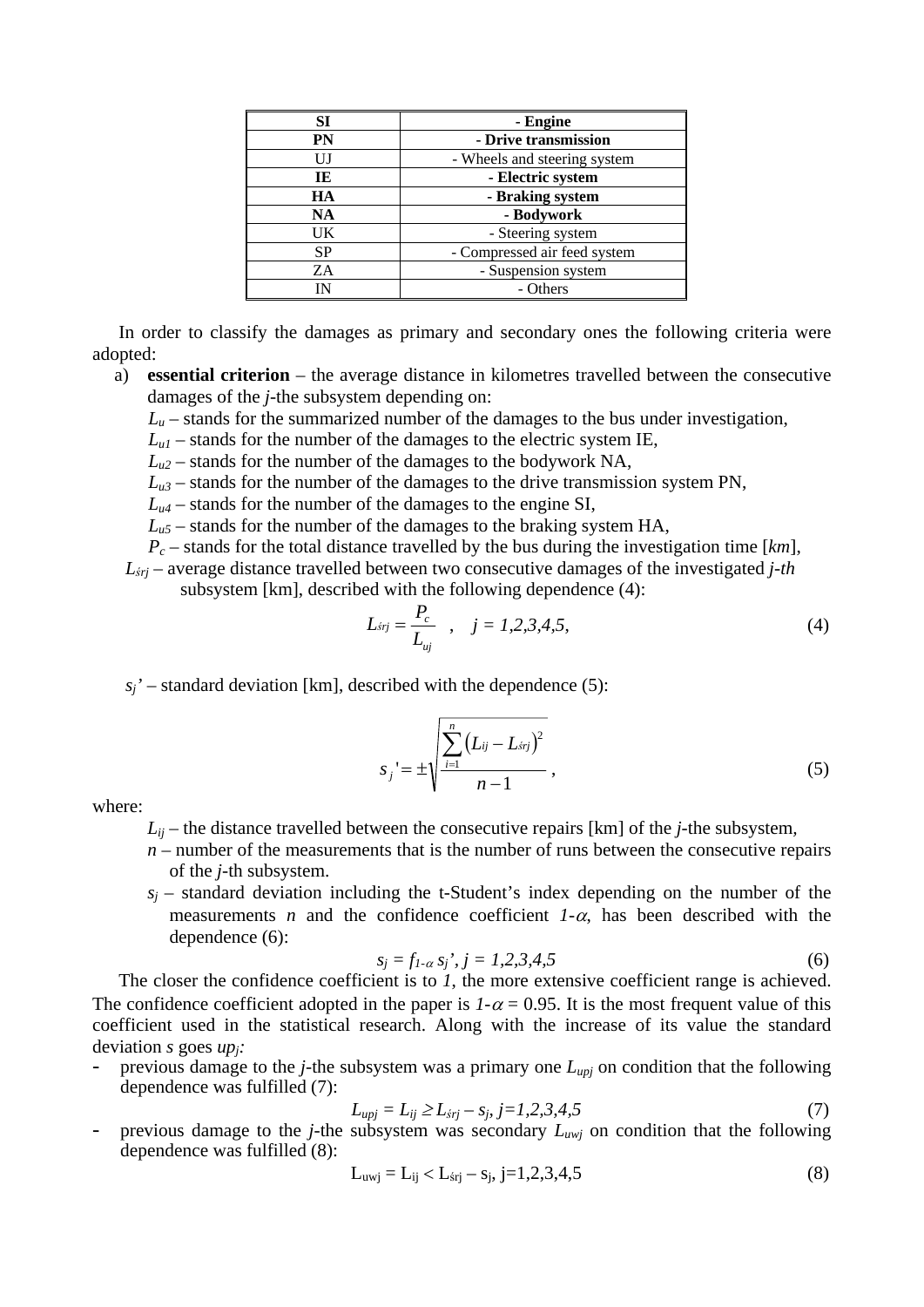| SI | - Engine |
|---|---|
| **PN** | **- Drive transmission** |
| UJ | - Wheels and steering system |
| **IE** | **- Electric system** |
| **HA** | **- Braking system** |
| **NA** | **- Bodywork** |
| UK | - Steering system |
| SP | - Compressed air feed system |
| ZA | - Suspension system |
| IN | - Others |

In order to classify the damages as primary and secondary ones the following criteria were adopted:

a) **essential criterion** – the average distance in kilometres travelled between the consecutive damages of the *j*-the subsystem depending on:
   $L_u$ – stands for the summarized number of the damages to the bus under investigation,
   $L_{u1}$ – stands for the number of the damages to the electric system IE,
   $L_{u2}$ – stands for the number of the damages to the bodywork NA,
   $L_{u3}$ – stands for the number of the damages to the drive transmission system PN,
   $L_{u4}$ – stands for the number of the damages to the engine SI,
   $L_{u5}$ – stands for the number of the damages to the braking system HA,
   $P_c$ – stands for the total distance travelled by the bus during the investigation time [*km*],
   $L_{śrj}$ – average distance travelled between two consecutive damages of the investigated *j-th* subsystem [km], described with the following dependence (4):

$$L_{śrj} = \frac{P_c}{L_{uj}} \quad , \quad j = 1,2,3,4,5, \tag{4}$$

$s_j'$ – standard deviation [km], described with the dependence (5):

$$s_j' = \pm\sqrt{\frac{\sum_{i=1}^{n}\left(L_{ij} - L_{śrj}\right)^2}{n-1}} \,, \tag{5}$$

where:

$L_{ij}$ – the distance travelled between the consecutive repairs [km] of the *j*-the subsystem,
$n$ – number of the measurements that is the number of runs between the consecutive repairs of the *j*-th subsystem.
$s_j$ – standard deviation including the t-Student's index depending on the number of the measurements $n$ and the confidence coefficient $1-\alpha$, has been described with the dependence (6):

$$s_j = f_{1-\alpha}\, s_j', \; j = 1,2,3,4,5 \tag{6}$$

The closer the confidence coefficient is to *1*, the more extensive coefficient range is achieved. The confidence coefficient adopted in the paper is $1-\alpha = 0.95$. It is the most frequent value of this coefficient used in the statistical research. Along with the increase of its value the standard deviation $s$ goes $up_j$:

- previous damage to the *j*-the subsystem was a primary one $L_{upj}$ on condition that the following dependence was fulfilled (7):

$$L_{upj} = L_{ij} \geq L_{śrj} - s_j, \; j=1,2,3,4,5 \tag{7}$$

- previous damage to the *j*-the subsystem was secondary $L_{uwj}$ on condition that the following dependence was fulfilled (8):

$$L_{uwj} = L_{ij} < L_{śrj} - s_j, \; j=1,2,3,4,5 \tag{8}$$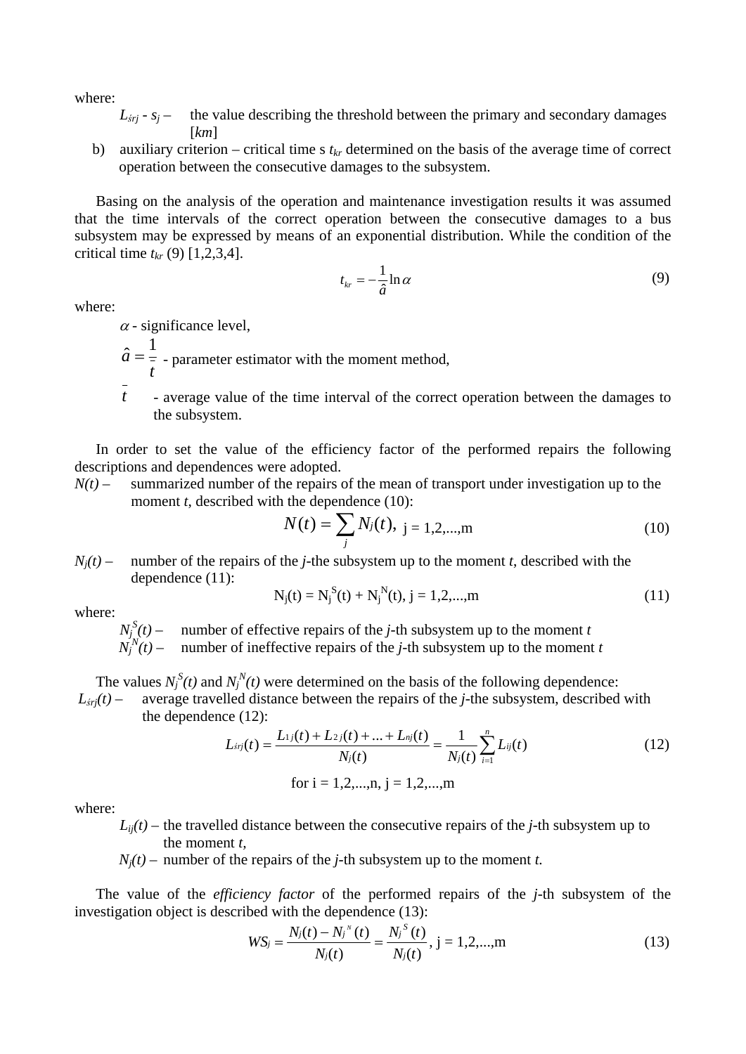where:

$L_{śrj}$ - $s_j$ – the value describing the threshold between the primary and secondary damages [*km*]

b) auxiliary criterion – critical time s $t_{kr}$ determined on the basis of the average time of correct operation between the consecutive damages to the subsystem.

Basing on the analysis of the operation and maintenance investigation results it was assumed that the time intervals of the correct operation between the consecutive damages to a bus subsystem may be expressed by means of an exponential distribution. While the condition of the critical time $t_{kr}$ (9) [1,2,3,4].

$$t_{kr} = -\frac{1}{\hat{a}} \ln \alpha \tag{9}$$

where:

$\alpha$ - significance level,

$\hat{a} = \frac{1}{\bar{t}}$ - parameter estimator with the moment method,

$\bar{t}$ - average value of the time interval of the correct operation between the damages to the subsystem.

In order to set the value of the efficiency factor of the performed repairs the following descriptions and dependences were adopted.

*N(t)* – summarized number of the repairs of the mean of transport under investigation up to the moment *t*, described with the dependence (10):

$$N(t) = \sum_j N_j(t), \ \ j = 1,2,...,m \tag{10}$$

$N_j(t)$ – number of the repairs of the *j*-the subsystem up to the moment *t*, described with the dependence (11):

$$N_j(t) = N_j^S(t) + N_j^N(t), \ j = 1,2,...,m \tag{11}$$

where:

$N_j^S(t)$ – number of effective repairs of the *j*-th subsystem up to the moment *t*
$N_j^N(t)$ – number of ineffective repairs of the *j*-th subsystem up to the moment *t*

The values $N_j^S(t)$ and $N_j^N(t)$ were determined on the basis of the following dependence:

$L_{śrj}(t)$ – average travelled distance between the repairs of the *j*-the subsystem, described with the dependence (12):

$$L_{śrj}(t) = \frac{L_{1j}(t) + L_{2j}(t) + ... + L_{nj}(t)}{N_j(t)} = \frac{1}{N_j(t)} \sum_{i=1}^{n} L_{ij}(t) \tag{12}$$

for i = 1,2,...,n, j = 1,2,...,m

where:

$L_{ij}(t)$ – the travelled distance between the consecutive repairs of the *j*-th subsystem up to the moment *t*,

$N_j(t)$ – number of the repairs of the *j*-th subsystem up to the moment *t.*

The value of the *efficiency factor* of the performed repairs of the *j*-th subsystem of the investigation object is described with the dependence (13):

$$WS_j = \frac{N_j(t) - N_j^N(t)}{N_j(t)} = \frac{N_j^S(t)}{N_j(t)}, \ j = 1,2,...,m \tag{13}$$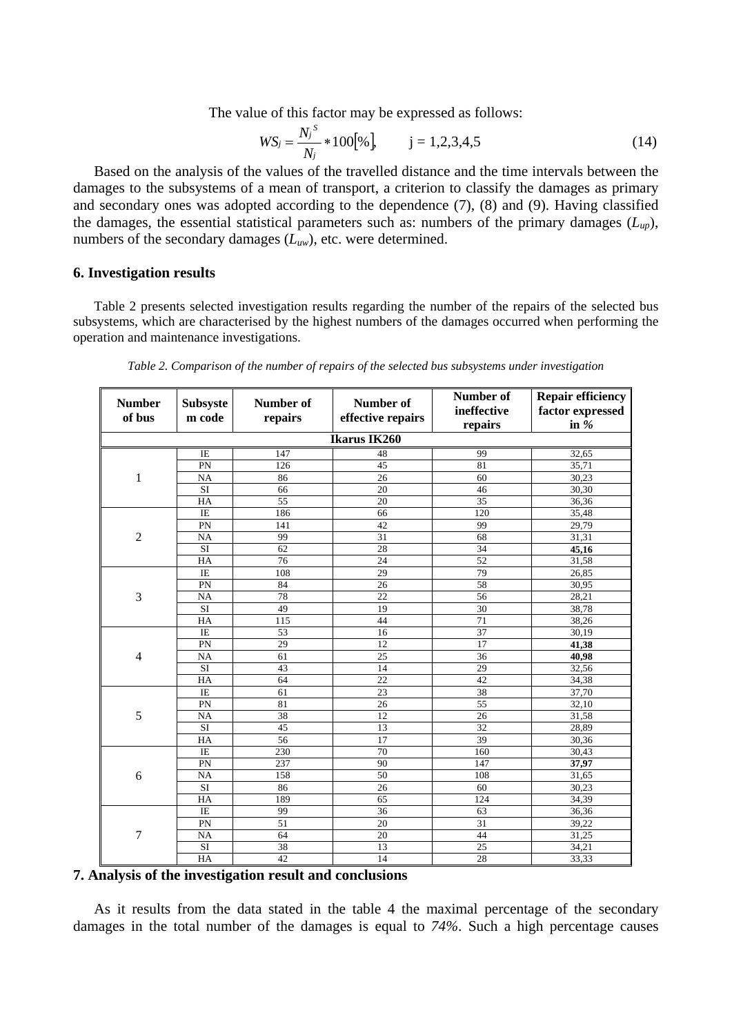The value of this factor may be expressed as follows:

$$WS_j = \frac{N_j^S}{N_j} * 100[\%], \qquad j = 1,2,3,4,5 \tag{14}$$

Based on the analysis of the values of the travelled distance and the time intervals between the damages to the subsystems of a mean of transport, a criterion to classify the damages as primary and secondary ones was adopted according to the dependence (7), (8) and (9). Having classified the damages, the essential statistical parameters such as: numbers of the primary damages ($L_{up}$), numbers of the secondary damages ($L_{uw}$), etc. were determined.

## 6. Investigation results

Table 2 presents selected investigation results regarding the number of the repairs of the selected bus subsystems, which are characterised by the highest numbers of the damages occurred when performing the operation and maintenance investigations.

*Table 2. Comparison of the number of repairs of the selected bus subsystems under investigation*

| Number of bus | Subsystem code | Number of repairs | Number of effective repairs | Number of ineffective repairs | Repair efficiency factor expressed in % |
|---|---|---|---|---|---|
| **Ikarus IK260** | | | | | |
| 1 | IE | 147 | 48 | 99 | 32,65 |
| | PN | 126 | 45 | 81 | 35,71 |
| | NA | 86 | 26 | 60 | 30,23 |
| | SI | 66 | 20 | 46 | 30,30 |
| | HA | 55 | 20 | 35 | 36,36 |
| 2 | IE | 186 | 66 | 120 | 35,48 |
| | PN | 141 | 42 | 99 | 29,79 |
| | NA | 99 | 31 | 68 | 31,31 |
| | SI | 62 | 28 | 34 | **45,16** |
| | HA | 76 | 24 | 52 | 31,58 |
| 3 | IE | 108 | 29 | 79 | 26,85 |
| | PN | 84 | 26 | 58 | 30,95 |
| | NA | 78 | 22 | 56 | 28,21 |
| | SI | 49 | 19 | 30 | 38,78 |
| | HA | 115 | 44 | 71 | 38,26 |
| 4 | IE | 53 | 16 | 37 | 30,19 |
| | PN | 29 | 12 | 17 | **41,38** |
| | NA | 61 | 25 | 36 | **40,98** |
| | SI | 43 | 14 | 29 | 32,56 |
| | HA | 64 | 22 | 42 | 34,38 |
| 5 | IE | 61 | 23 | 38 | 37,70 |
| | PN | 81 | 26 | 55 | 32,10 |
| | NA | 38 | 12 | 26 | 31,58 |
| | SI | 45 | 13 | 32 | 28,89 |
| | HA | 56 | 17 | 39 | 30,36 |
| 6 | IE | 230 | 70 | 160 | 30,43 |
| | PN | 237 | 90 | 147 | **37,97** |
| | NA | 158 | 50 | 108 | 31,65 |
| | SI | 86 | 26 | 60 | 30,23 |
| | HA | 189 | 65 | 124 | 34,39 |
| 7 | IE | 99 | 36 | 63 | 36,36 |
| | PN | 51 | 20 | 31 | 39,22 |
| | NA | 64 | 20 | 44 | 31,25 |
| | SI | 38 | 13 | 25 | 34,21 |
| | HA | 42 | 14 | 28 | 33,33 |

## 7. Analysis of the investigation result and conclusions

As it results from the data stated in the table 4 the maximal percentage of the secondary damages in the total number of the damages is equal to *74%*. Such a high percentage causes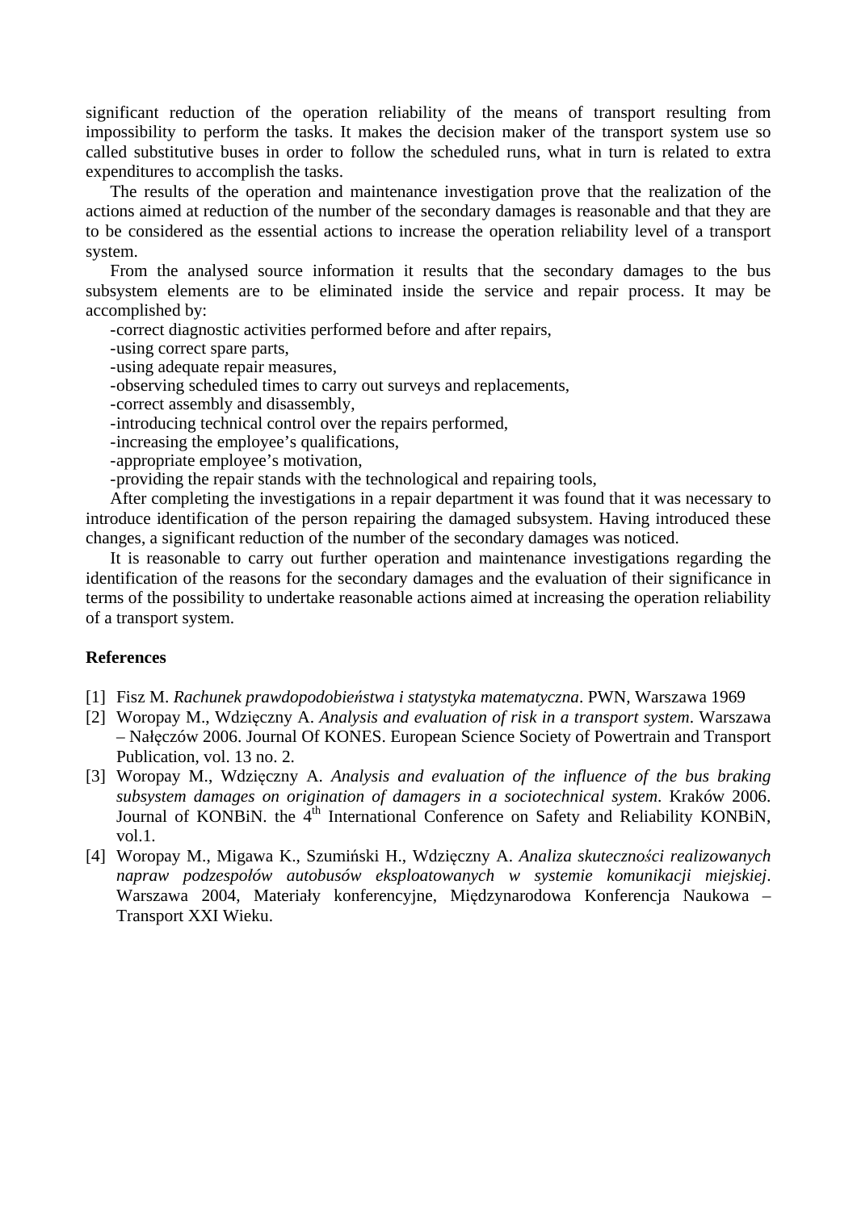significant reduction of the operation reliability of the means of transport resulting from impossibility to perform the tasks. It makes the decision maker of the transport system use so called substitutive buses in order to follow the scheduled runs, what in turn is related to extra expenditures to accomplish the tasks.

The results of the operation and maintenance investigation prove that the realization of the actions aimed at reduction of the number of the secondary damages is reasonable and that they are to be considered as the essential actions to increase the operation reliability level of a transport system.

From the analysed source information it results that the secondary damages to the bus subsystem elements are to be eliminated inside the service and repair process. It may be accomplished by:

-correct diagnostic activities performed before and after repairs,
-using correct spare parts,
-using adequate repair measures,
-observing scheduled times to carry out surveys and replacements,
-correct assembly and disassembly,
-introducing technical control over the repairs performed,
-increasing the employee's qualifications,
-appropriate employee's motivation,
-providing the repair stands with the technological and repairing tools,

After completing the investigations in a repair department it was found that it was necessary to introduce identification of the person repairing the damaged subsystem. Having introduced these changes, a significant reduction of the number of the secondary damages was noticed.

It is reasonable to carry out further operation and maintenance investigations regarding the identification of the reasons for the secondary damages and the evaluation of their significance in terms of the possibility to undertake reasonable actions aimed at increasing the operation reliability of a transport system.

**References**

[1] Fisz M. *Rachunek prawdopodobieństwa i statystyka matematyczna*. PWN, Warszawa 1969

[2] Woropay M., Wdzięczny A. *Analysis and evaluation of risk in a transport system*. Warszawa – Nałęczów 2006. Journal Of KONES. European Science Society of Powertrain and Transport Publication, vol. 13 no. 2.

[3] Woropay M., Wdzięczny A. *Analysis and evaluation of the influence of the bus braking subsystem damages on origination of damagers in a sociotechnical system*. Kraków 2006. Journal of KONBiN. the 4th International Conference on Safety and Reliability KONBiN, vol.1.

[4] Woropay M., Migawa K., Szumiński H., Wdzięczny A. *Analiza skuteczności realizowanych napraw podzespołów autobusów eksploatowanych w systemie komunikacji miejskiej*. Warszawa 2004, Materiały konferencyjne, Międzynarodowa Konferencja Naukowa – Transport XXI Wieku.